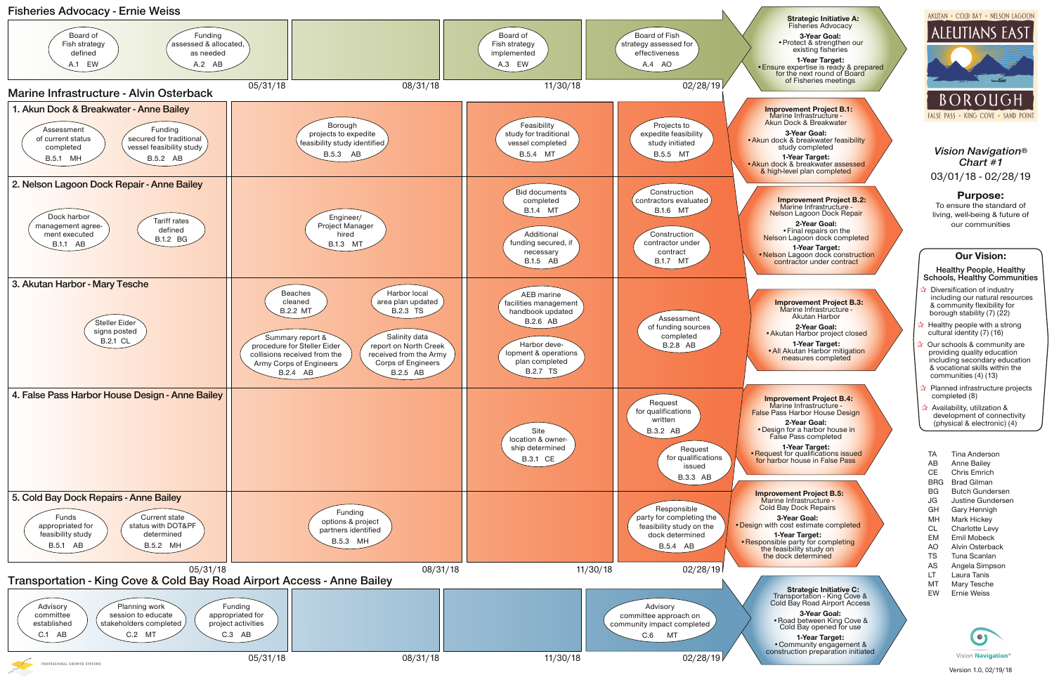## Fisheries Advocacy - Ernie Weiss

| Through 05/31/18 | 05/31/18 – 08/31/18 | 08/31/18 – 11/30/18 | 11/30/18 – 02/28/19 |
| --- | --- | --- | --- |
| Board of Fish strategy defined A.1 EW; Funding assessed & allocated, as needed A.2 AB | | Board of Fish strategy implemented A.3 EW | Board of Fish strategy assessed for effectiveness A.4 AO |

**Strategic Initiative A:** Fisheries Advocacy

**3-Year Goal:**
- Protect & strengthen our existing fisheries

**1-Year Target:**
- Ensure expertise is ready & prepared for the next round of Board of Fisheries meetings

## Marine Infrastructure - Alvin Osterback

| Project | Through 05/31/18 | 05/31/18 – 08/31/18 | 08/31/18 – 11/30/18 | 11/30/18 – 02/28/19 |
| --- | --- | --- | --- | --- |
| 1. Akun Dock & Breakwater - Anne Bailey | Assessment of current status completed B.5.1 MH; Funding secured for traditional vessel feasibility study B.5.2 AB | Borough projects to expedite feasibility study identified B.5.3 AB | Feasibility study for traditional vessel completed B.5.4 MT | Projects to expedite feasibility study initiated B.5.5 MT |
| 2. Nelson Lagoon Dock Repair - Anne Bailey | Dock harbor management agreement executed B.1.1 AB; Tariff rates defined B.1.2 BG | Engineer/ Project Manager hired B.1.3 MT | Bid documents completed B.1.4 MT; Additional funding secured, if necessary B.1.5 AB | Construction contractors evaluated B.1.6 MT; Construction contractor under contract B.1.7 MT |
| 3. Akutan Harbor - Mary Tesche | Steller Eider signs posted B.2.1 CL | Beaches cleaned B.2.2 MT; Harbor local area plan updated B.2.3 TS; Summary report & procedure for Steller Eider collisions received from the Army Corps of Engineers B.2.4 AB; Salinity data report on North Creek received from the Army Corps of Engineers B.2.5 AB | AEB marine facilities management handbook updated B.2.6 AB; Harbor development & operations plan completed B.2.7 TS | Assessment of funding sources completed B.2.8 AB |
| 4. False Pass Harbor House Design - Anne Bailey | | | Site location & ownership determined B.3.1 CE | Request for qualifications written B.3.2 AB; Request for qualifications issued B.3.3 AB |
| 5. Cold Bay Dock Repairs - Anne Bailey | Funds appropriated for feasibility study B.5.1 AB; Current state status with DOT&PF determined B.5.2 MH | Funding options & project partners identified B.5.3 MH | | Responsible party for completing the feasibility study on the dock determined B.5.4 AB |

**Improvement Project B.1:** Marine Infrastructure - Akun Dock & Breakwater

**3-Year Goal:**
- Akun dock & breakwater feasibility study completed

**1-Year Target:**
- Akun dock & breakwater assessed & high-level plan completed

**Improvement Project B.2:** Marine Infrastructure - Nelson Lagoon Dock Repair

**2-Year Goal:**
- Final repairs on the Nelson Lagoon dock completed

**1-Year Target:**
- Nelson Lagoon dock construction contractor under contract

**Improvement Project B.3:** Marine Infrastructure - Akutan Harbor

**2-Year Goal:**
- Akutan Harbor project closed

**1-Year Target:**
- All Akutan Harbor mitigation measures completed

**Improvement Project B.4:** Marine Infrastructure - False Pass Harbor House Design

**2-Year Goal:**
- Design for a harbor house in False Pass completed

**1-Year Target:**
- Request for qualifications issued for harbor house in False Pass

**Improvement Project B.5:** Marine Infrastructure - Cold Bay Dock Repairs

**3-Year Goal:**
- Design with cost estimate completed

**1-Year Target:**
- Responsible party for completing the feasibility study on the dock determined

## Transportation - King Cove & Cold Bay Road Airport Access - Anne Bailey

| Through 05/31/18 | 05/31/18 – 08/31/18 | 08/31/18 – 11/30/18 | 11/30/18 – 02/28/19 |
| --- | --- | --- | --- |
| Advisory committee established C.1 AB; Planning work session to educate stakeholders completed C.2 MT; Funding appropriated for project activities C.3 AB | | | Advisory committee approach on community impact completed C.6 MT |

**Strategic Initiative C:** Transportation - King Cove & Cold Bay Road Airport Access

**3-Year Goal:**
- Road between King Cove & Cold Bay opened for use

**1-Year Target:**
- Community engagement & construction preparation initiated

AKUTAN • COLD BAY • NELSON LAGOON
ALEUTIANS EAST BOROUGH
FALSE PASS • KING COVE • SAND POINT

*Vision Navigation® Chart #1*

03/01/18 - 02/28/19

**Purpose:**
To ensure the standard of living, well-being & future of our communities

**Our Vision:**

Healthy People, Healthy Schools, Healthy Communities

- Diversification of industry including our natural resources & community flexibility for borough stability (7) (22)
- Healthy people with a strong cultural identity (7) (16)
- Our schools & community are providing quality education including secondary education & vocational skills within the communities (4) (13)
- Planned infrastructure projects completed (8)
- Availability, utilization & development of connectivity (physical & electronic) (4)

| | |
| --- | --- |
| TA | Tina Anderson |
| AB | Anne Bailey |
| CE | Chris Emrich |
| BRG | Brad Gilman |
| BG | Butch Gundersen |
| JG | Justine Gundersen |
| GH | Gary Hennigh |
| MH | Mark Hickey |
| CL | Charlotte Levy |
| EM | Emil Mobeck |
| AO | Alvin Osterback |
| TS | Tuna Scanlan |
| AS | Angela Simpson |
| LT | Laura Tanis |
| MT | Mary Tesche |
| EW | Ernie Weiss |

Vision Navigation®

Version 1.0, 02/19/18

PROFESSIONAL GROWTH SYSTEMS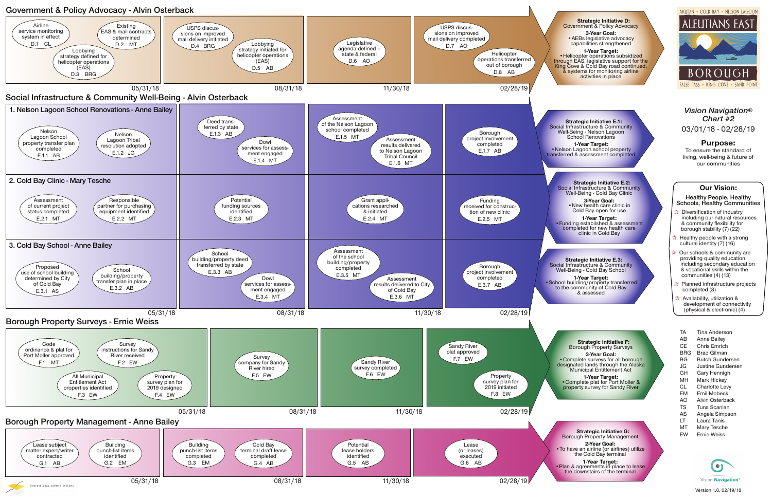# Vision Navigation® Chart #2

03/01/18 - 02/28/19

**Purpose:** To ensure the standard of living, well-being & future of our communities

AKUTAN • COLD BAY • NELSON LAGOON
ALEUTIANS EAST BOROUGH
FALSE PASS • KING COVE • SAND POINT

## Government & Policy Advocacy - Alvin Osterback

**Through 05/31/18**
- Airline service monitoring system in effect — D.1 CL
- Existing EAS & mail contracts determined — D.2 MT
- Lobbying strategy defined for helicopter operations (EAS) — D.3 BRG

**Through 08/31/18**
- USPS discussions on improved mail delivery initiated — D.4 BRG
- Lobbying strategy initiated for helicopter operations (EAS) — D.5 AB

**Through 11/30/18**
- Legislative agenda defined – state & federal — D.6 AO

**Through 02/28/19**
- USPS discussions on improved mail delivery completed — D.7 AO
- Helicopter operations transferred out of borough — D.8 AB

**Strategic Initiative D:** Government & Policy Advocacy
**3-Year Goal:**
- AEBs legislative advocacy capabilities strengthened

**1-Year Target:**
- Helicopter operations subsidized through EAS, legislative support for the King Cove & Cold Bay road continued, & systems for monitoring airline activities in place

## Social Infrastructure & Community Well-Being - Alvin Osterback

### 1. Nelson Lagoon School Renovations - Anne Bailey

**Through 05/31/18**
- Nelson Lagoon School property transfer plan completed — E.1.1 AB
- Nelson Lagoon Tribal resolution adopted — E.1.2 JG

**Through 08/31/18**
- Deed transferred by state — E.1.3 AB
- Dowl services for assessment engaged — E.1.4 MT

**Through 11/30/18**
- Assessment of the Nelson Lagoon school completed — E.1.5 MT
- Assessment results delivered to Nelson Lagoon Tribal Council — E.1.6 MT

**Through 02/28/19**
- Borough project involvement completed — E.1.7 AB

**Strategic Initiative E.1:** Social Infrastructure & Community Well-Being - Nelson Lagoon School Renovations
**1-Year Target:**
- Nelson Lagoon school property transferred & assessment completed

### 2. Cold Bay Clinic - Mary Tesche

**Through 05/31/18**
- Assessment of current project status completed — E.2.1 MT
- Responsible partner for purchasing equipment identified — E.2.2 MT

**Through 08/31/18**
- Potential funding sources identified — E.2.3 MT

**Through 11/30/18**
- Grant applications researched & initiated — E.2.4 MT

**Through 02/28/19**
- Funding received for construction of new clinic — E.2.5 MT

**Strategic Initiative E.2:** Social Infrastructure & Community Well-Being - Cold Bay Clinic
**3-Year Goal:**
- New health care clinic in Cold Bay open for use

**1-Year Target:**
- Funding established & assessment completed for new health care clinic in Cold Bay

### 3. Cold Bay School - Anne Bailey

**Through 05/31/18**
- Proposed use of school building determined by City of Cold Bay — E.3.1 AS
- School building/property transfer plan in place — E.3.2 AB

**Through 08/31/18**
- School building/property deed transferred by state — E.3.3 AB
- Dowl services for assessment engaged — E.3.4 MT

**Through 11/30/18**
- Assessment of the school building/property completed — E.3.5 MT
- Assessment results delivered to City of Cold Bay — E.3.6 MT

**Through 02/28/19**
- Borough project involvement completed — E.3.7 AB

**Strategic Initiative E.3:** Social Infrastructure & Community Well-Being - Cold Bay School
**1-Year Target:**
- School building/property transferred to the community of Cold Bay & assessed

## Borough Property Surveys - Ernie Weiss

**Through 05/31/18**
- Code ordinance & plat for Port Moller approved — F.1 MT
- Survey instructions for Sandy River received — F.2 EW
- All Municipal Entitlement Act properties identified — F.3 EW
- Property survey plan for 2019 designed — F.4 EW

**Through 08/31/18**
- Survey company for Sandy River hired — F.5 EW

**Through 11/30/18**
- Sandy River survey completed — F.6 EW

**Through 02/28/19**
- Sandy River plat approved — F.7 EW
- Property survey plan for 2019 initiated — F.8 EW

**Strategic Initiative F:** Borough Property Surveys
**3-Year Goal:**
- Complete surveys for all borough designated lands through the Alaska Municipal Entitlement Act

**1-Year Target:**
- Complete plat for Port Moller & property survey for Sandy River

## Borough Property Management - Anne Bailey

**Through 05/31/18**
- Lease subject matter expert/writer contracted — G.1 AB
- Building punch-list items identified — G.2 EM

**Through 08/31/18**
- Building punch-list items completed — G.3 EM
- Cold Bay terminal draft lease completed — G.4 AB

**Through 11/30/18**
- Potential lease holders identified — G.5 AB

**Through 02/28/19**
- Lease (or leases) executed — G.6 AB

**Strategic Initiative G:** Borough Property Management
**2-Year Goal:**
- To have an airline (or airlines) utilize the Cold Bay terminal

**1-Year Target:**
- Plan & agreements in place to lease the downstairs of the terminal

## Our Vision:

**Healthy People, Healthy Schools, Healthy Communities**

- Diversification of industry including our natural resources & community flexibility for borough stability (7) (22)
- Healthy people with a strong cultural identity (7) (16)
- Our schools & community are providing quality education including secondary education & vocational skills within the communities (4) (13)
- Planned infrastructure projects completed (8)
- Availability, utilization & development of connectivity (physical & electronic) (4)

| Initials | Name |
|---|---|
| TA | Tina Anderson |
| AB | Anne Bailey |
| CE | Chris Emrich |
| BRG | Brad Gilman |
| BG | Butch Gundersen |
| JG | Justine Gundersen |
| GH | Gary Hennigh |
| MH | Mark Hickey |
| CL | Charlotte Levy |
| EM | Emil Mobeck |
| AO | Alvin Osterback |
| TS | Tuna Scanlan |
| AS | Angela Simpson |
| LT | Laura Tanis |
| MT | Mary Tesche |
| EW | Ernie Weiss |

Vision Navigation®

PROFESSIONAL GROWTH SYSTEMS

Version 1.0, 02/19/18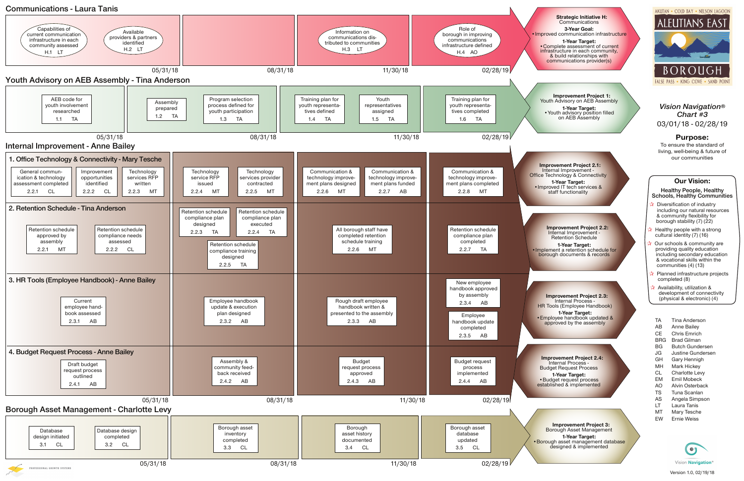# Aleutians East Borough

AKUTAN • COLD BAY • NELSON LAGOON
FALSE PASS • KING COVE • SAND POINT

## *Vision Navigation® Chart #3*

03/01/18 - 02/28/19

**Purpose:**
To ensure the standard of living, well-being & future of our communities

**Our Vision:**

Healthy People, Healthy Schools, Healthy Communities

- Diversification of industry including our natural resources & community flexibility for borough stability (7) (22)
- Healthy people with a strong cultural identity (7) (16)
- Our schools & community are providing quality education including secondary education & vocational skills within the communities (4) (13)
- Planned infrastructure projects completed (8)
- Availability, utilization & development of connectivity (physical & electronic) (4)

## Communications - Laura Tanis

**By 05/31/18**
- Capabilities of current communication infrastructure in each community assessed — H.1 LT
- Available providers & partners identified — H.2 LT

**By 08/31/18**

**By 11/30/18**
- Information on communications distributed to communities — H.3 LT

**By 02/28/19**
- Role of borough in improving communications infrastructure defined — H.4 AO

**Strategic Initiative H:** Communications
**3-Year Goal:**
- Improved communication infrastructure

**1-Year Target:**
- Complete assessment of current infrastructure in each community, & build relationships with communications provider(s)

## Youth Advisory on AEB Assembly - Tina Anderson

**By 05/31/18**
- AEB code for youth involvement researched — 1.1 TA

**By 08/31/18**
- Assembly prepared — 1.2 TA
- Program selection process defined for youth participation — 1.3 TA

**By 11/30/18**
- Training plan for youth representatives defined — 1.4 TA
- Youth representatives assigned — 1.5 TA

**By 02/28/19**
- Training plan for youth representatives completed — 1.6 TA

**Improvement Project 1:** Youth Advisory on AEB Assembly
**1-Year Target:**
- Youth advisory position filled on AEB Assembly

## Internal Improvement - Anne Bailey

### 1. Office Technology & Connectivity - Mary Tesche

**By 05/31/18**
- General communication & technology assessment completed — 2.2.1 CL
- Improvement opportunities identified — 2.2.2 CL
- Technology services RFP written — 2.2.3 MT

**By 08/31/18**
- Technology service RFP issued — 2.2.4 MT
- Technology services provider contracted — 2.2.5 MT

**By 11/30/18**
- Communication & technology improvement plans designed — 2.2.6 MT
- Communication & technology improvement plans funded — 2.2.7 AB

**By 02/28/19**
- Communication & technology improvement plans completed — 2.2.8 MT

**Improvement Project 2.1:** Internal Improvement - Office Technology & Connectivity
**1-Year Target:**
- Improved IT tech services & staff functionality

### 2. Retention Schedule - Tina Anderson

**By 05/31/18**
- Retention schedule approved by assembly — 2.2.1 MT
- Retention schedule compliance needs assessed — 2.2.2 CL

**By 08/31/18**
- Retention schedule compliance plan designed — 2.2.3 TA
- Retention schedule compliance plan executed — 2.2.4 TA
- Retention schedule compliance training designed — 2.2.5 TA

**By 11/30/18**
- All borough staff have completed retention schedule training — 2.2.6 MT

**By 02/28/19**
- Retention schedule compliance plan completed — 2.2.7 TA

**Improvement Project 2.2:** Internal Improvement - Retention Schedule
**1-Year Target:**
- Implement a retention schedule for borough documents & records

### 3. HR Tools (Employee Handbook) - Anne Bailey

**By 05/31/18**
- Current employee handbook assessed — 2.3.1 AB

**By 08/31/18**
- Employee handbook update & execution plan designed — 2.3.2 AB

**By 11/30/18**
- Rough draft employee handbook written & presented to the assembly — 2.3.3 AB

**By 02/28/19**
- New employee handbook approved by assembly — 2.3.4 AB
- Employee handbook update completed — 2.3.5 AB

**Improvement Project 2.3:** Internal Process - HR Tools (Employee Handbook)
**1-Year Target:**
- Employee handbook updated & approved by the assembly

### 4. Budget Request Process - Anne Bailey

**By 05/31/18**
- Draft budget request process outlined — 2.4.1 AB

**By 08/31/18**
- Assembly & community feedback received — 2.4.2 AB

**By 11/30/18**
- Budget request process approved — 2.4.3 AB

**By 02/28/19**
- Budget request process implemented — 2.4.4 AB

**Improvement Project 2.4:** Internal Process - Budget Request Process
**1-Year Target:**
- Budget request process established & implemented

## Borough Asset Management - Charlotte Levy

**By 05/31/18**
- Database design initiated — 3.1 CL
- Database design completed — 3.2 CL

**By 08/31/18**
- Borough asset inventory completed — 3.3 CL

**By 11/30/18**
- Borough asset history documented — 3.4 CL

**By 02/28/19**
- Borough asset database updated — 3.5 CL

**Improvement Project 3:** Borough Asset Management
**1-Year Target:**
- Borough asset management database designed & implemented

| | |
|---|---|
| TA | Tina Anderson |
| AB | Anne Bailey |
| CE | Chris Emrich |
| BRG | Brad Gilman |
| BG | Butch Gundersen |
| JG | Justine Gundersen |
| GH | Gary Hennigh |
| MH | Mark Hickey |
| CL | Charlotte Levy |
| EM | Emil Mobeck |
| AO | Alvin Osterback |
| TS | Tuna Scanlan |
| AS | Angela Simpson |
| LT | Laura Tanis |
| MT | Mary Tesche |
| EW | Ernie Weiss |

PROFESSIONAL GROWTH SYSTEMS

Vision Navigation®

Version 1.0, 02/19/18